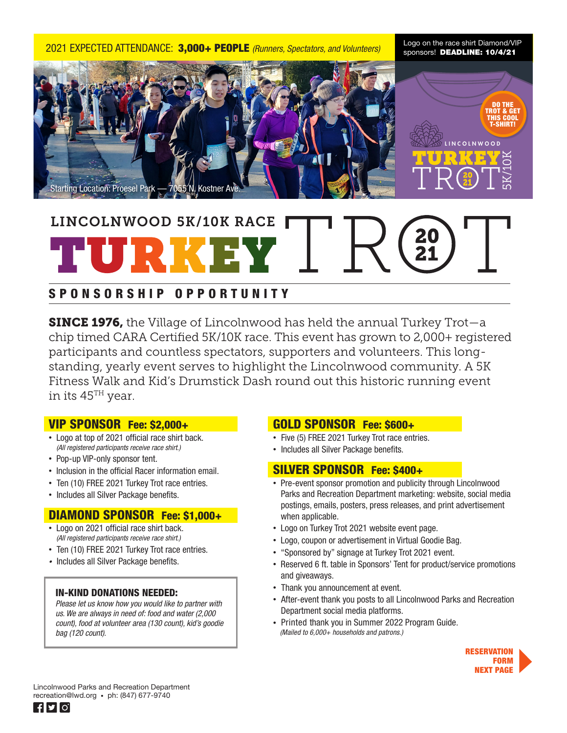2021 EXPECTED ATTENDANCE: **3,000+ PEOPLE** *(Runners, Spectators, and Volunteers)*

Logo on the race shirt Diamond/VIP sponsors! **DEADLINE: 10/4/21**

Starting Location: Proesel Park — 7055 N. Kostner Ave.

DO THE TROT & GET THIS COOL T-SHIRT!

LINCOLNWOOD TURKEY TROT 2021 5K/10K

# LINCOLNWOOD 5K/10K RACE TURKEY TROT 2021

## SPONSORSHIP OPPORTUNITY

**SINCE 1976,** the Village of Lincolnwood has held the annual Turkey Trot—a chip timed CARA Certified 5K/10K race. This event has grown to 2,000+ registered participants and countless spectators, supporters and volunteers. This long-standing, yearly event serves to highlight the Lincolnwood community. A 5K Fitness Walk and Kid's Drumstick Dash round out this historic running event in its 45TH year.

### VIP SPONSOR Fee: $2,000+

- Logo at top of 2021 official race shirt back. *(All registered participants receive race shirt.)*
- Pop-up VIP-only sponsor tent.
- Inclusion in the official Racer information email.
- Ten (10) FREE 2021 Turkey Trot race entries.
- Includes all Silver Package benefits.

### DIAMOND SPONSOR Fee: $1,000+

- Logo on 2021 official race shirt back. *(All registered participants receive race shirt.)*
- Ten (10) FREE 2021 Turkey Trot race entries.
- Includes all Silver Package benefits.

### IN-KIND DONATIONS NEEDED:

*Please let us know how you would like to partner with us. We are always in need of: food and water (2,000 count), food at volunteer area (130 count), kid's goodie bag (120 count).*

### GOLD SPONSOR Fee: $600+

- Five (5) FREE 2021 Turkey Trot race entries.
- Includes all Silver Package benefits.

### SILVER SPONSOR Fee: $400+

- Pre-event sponsor promotion and publicity through Lincolnwood Parks and Recreation Department marketing: website, social media postings, emails, posters, press releases, and print advertisement when applicable.
- Logo on Turkey Trot 2021 website event page.
- Logo, coupon or advertisement in Virtual Goodie Bag.
- "Sponsored by" signage at Turkey Trot 2021 event.
- Reserved 6 ft. table in Sponsors' Tent for product/service promotions and giveaways.
- Thank you announcement at event.
- After-event thank you posts to all Lincolnwood Parks and Recreation Department social media platforms.
- Printed thank you in Summer 2022 Program Guide. *(Mailed to 6,000+ households and patrons.)*

**RESERVATION FORM NEXT PAGE**

Lincolnwood Parks and Recreation Department
recreation@lwd.org • ph: (847) 677-9740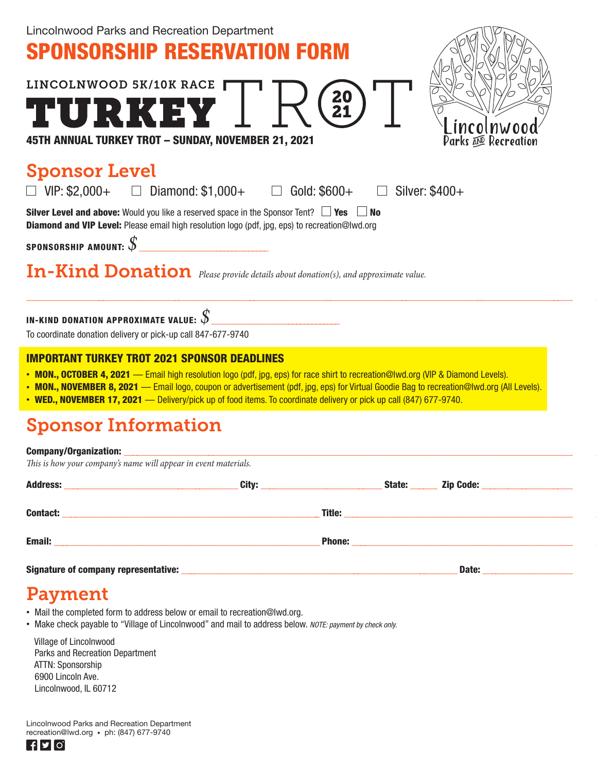Lincolnwood Parks and Recreation Department

# SPONSORSHIP RESERVATION FORM

LINCOLNWOOD 5K/10K RACE

**TURKEY TROT 2021**

**45TH ANNUAL TURKEY TROT – SUNDAY, NOVEMBER 21, 2021**

Lincolnwood Parks AND Recreation

## Sponsor Level

☐ VIP: $2,000+ ☐ Diamond: $1,000+ ☐ Gold: $600+ ☐ Silver: $400+

**Silver Level and above:** Would you like a reserved space in the Sponsor Tent? ☐ **Yes** ☐ **No**

**Diamond and VIP Level:** Please email high resolution logo (pdf, jpg, eps) to recreation@lwd.org

**SPONSORSHIP AMOUNT:** $ ______________________

## In-Kind Donation

*Please provide details about donation(s), and approximate value.*

______________________________________________________________________________

**IN-KIND DONATION APPROXIMATE VALUE:** $ ______________________

To coordinate donation delivery or pick-up call 847-677-9740

### IMPORTANT TURKEY TROT 2021 SPONSOR DEADLINES

- **MON., OCTOBER 4, 2021** — Email high resolution logo (pdf, jpg, eps) for race shirt to recreation@lwd.org (VIP & Diamond Levels).
- **MON., NOVEMBER 8, 2021** — Email logo, coupon or advertisement (pdf, jpg, eps) for Virtual Goodie Bag to recreation@lwd.org (All Levels).
- **WED., NOVEMBER 17, 2021** — Delivery/pick up of food items. To coordinate delivery or pick up call (847) 677-9740.

## Sponsor Information

**Company/Organization:** ______________________________________________

*This is how your company's name will appear in event materials.*

**Address:** ______________________ **City:** ______________ **State:** _____ **Zip Code:** __________

**Contact:** ______________________________ **Title:** ______________________________

**Email:** ______________________________ **Phone:** ______________________________

**Signature of company representative:** ______________________________ **Date:** __________

## Payment

- Mail the completed form to address below or email to recreation@lwd.org.
- Make check payable to "Village of Lincolnwood" and mail to address below. *NOTE: payment by check only.*

Village of Lincolnwood
Parks and Recreation Department
ATTN: Sponsorship
6900 Lincoln Ave.
Lincolnwood, IL 60712

Lincolnwood Parks and Recreation Department
recreation@lwd.org • ph: (847) 677-9740